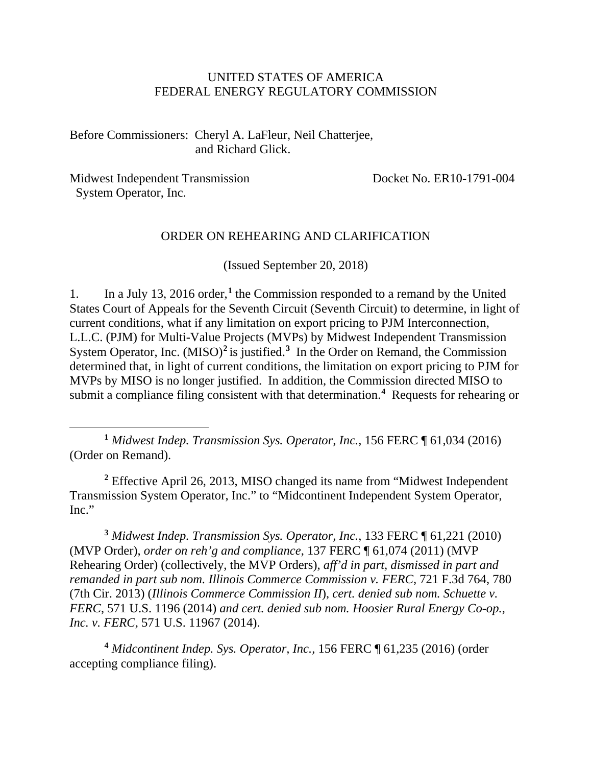UNITED STATES OF AMERICA
FEDERAL ENERGY REGULATORY COMMISSION

Before Commissioners: Cheryl A. LaFleur, Neil Chatterjee,
and Richard Glick.

Midwest Independent Transmission System Operator, Inc. — Docket No. ER10-1791-004

ORDER ON REHEARING AND CLARIFICATION

(Issued September 20, 2018)

1. In a July 13, 2016 order,[1] the Commission responded to a remand by the United States Court of Appeals for the Seventh Circuit (Seventh Circuit) to determine, in light of current conditions, what if any limitation on export pricing to PJM Interconnection, L.L.C. (PJM) for Multi-Value Projects (MVPs) by Midwest Independent Transmission System Operator, Inc. (MISO)[2] is justified.[3] In the Order on Remand, the Commission determined that, in light of current conditions, the limitation on export pricing to PJM for MVPs by MISO is no longer justified. In addition, the Commission directed MISO to submit a compliance filing consistent with that determination.[4] Requests for rehearing or

---

[1] *Midwest Indep. Transmission Sys. Operator, Inc.*, 156 FERC ¶ 61,034 (2016) (Order on Remand).

[2] Effective April 26, 2013, MISO changed its name from "Midwest Independent Transmission System Operator, Inc." to "Midcontinent Independent System Operator, Inc."

[3] *Midwest Indep. Transmission Sys. Operator, Inc.*, 133 FERC ¶ 61,221 (2010) (MVP Order), *order on reh'g and compliance*, 137 FERC ¶ 61,074 (2011) (MVP Rehearing Order) (collectively, the MVP Orders), *aff'd in part, dismissed in part and remanded in part sub nom. Illinois Commerce Commission v. FERC*, 721 F.3d 764, 780 (7th Cir. 2013) (*Illinois Commerce Commission II*), *cert. denied sub nom. Schuette v. FERC*, 571 U.S. 1196 (2014) *and cert. denied sub nom. Hoosier Rural Energy Co-op., Inc. v. FERC*, 571 U.S. 11967 (2014).

[4] *Midcontinent Indep. Sys. Operator, Inc.*, 156 FERC ¶ 61,235 (2016) (order accepting compliance filing).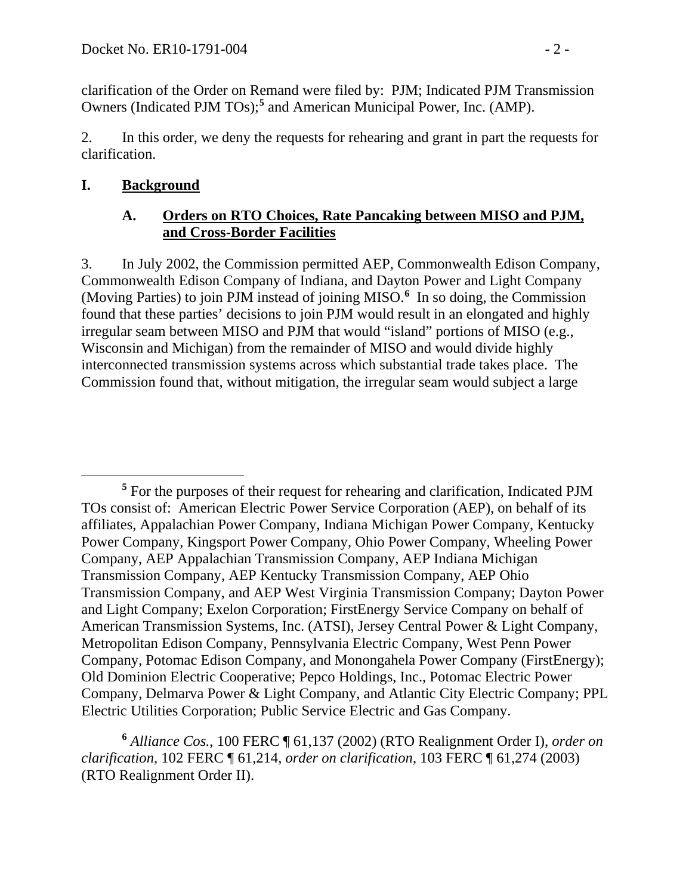clarification of the Order on Remand were filed by: PJM; Indicated PJM Transmission Owners (Indicated PJM TOs);[5] and American Municipal Power, Inc. (AMP).

2. In this order, we deny the requests for rehearing and grant in part the requests for clarification.

# I. Background

## A. Orders on RTO Choices, Rate Pancaking between MISO and PJM, and Cross-Border Facilities

3. In July 2002, the Commission permitted AEP, Commonwealth Edison Company, Commonwealth Edison Company of Indiana, and Dayton Power and Light Company (Moving Parties) to join PJM instead of joining MISO.[6] In so doing, the Commission found that these parties' decisions to join PJM would result in an elongated and highly irregular seam between MISO and PJM that would "island" portions of MISO (e.g., Wisconsin and Michigan) from the remainder of MISO and would divide highly interconnected transmission systems across which substantial trade takes place. The Commission found that, without mitigation, the irregular seam would subject a large

---

[5] For the purposes of their request for rehearing and clarification, Indicated PJM TOs consist of: American Electric Power Service Corporation (AEP), on behalf of its affiliates, Appalachian Power Company, Indiana Michigan Power Company, Kentucky Power Company, Kingsport Power Company, Ohio Power Company, Wheeling Power Company, AEP Appalachian Transmission Company, AEP Indiana Michigan Transmission Company, AEP Kentucky Transmission Company, AEP Ohio Transmission Company, and AEP West Virginia Transmission Company; Dayton Power and Light Company; Exelon Corporation; FirstEnergy Service Company on behalf of American Transmission Systems, Inc. (ATSI), Jersey Central Power & Light Company, Metropolitan Edison Company, Pennsylvania Electric Company, West Penn Power Company, Potomac Edison Company, and Monongahela Power Company (FirstEnergy); Old Dominion Electric Cooperative; Pepco Holdings, Inc., Potomac Electric Power Company, Delmarva Power & Light Company, and Atlantic City Electric Company; PPL Electric Utilities Corporation; Public Service Electric and Gas Company.

[6] *Alliance Cos.*, 100 FERC ¶ 61,137 (2002) (RTO Realignment Order I), *order on clarification*, 102 FERC ¶ 61,214, *order on clarification*, 103 FERC ¶ 61,274 (2003) (RTO Realignment Order II).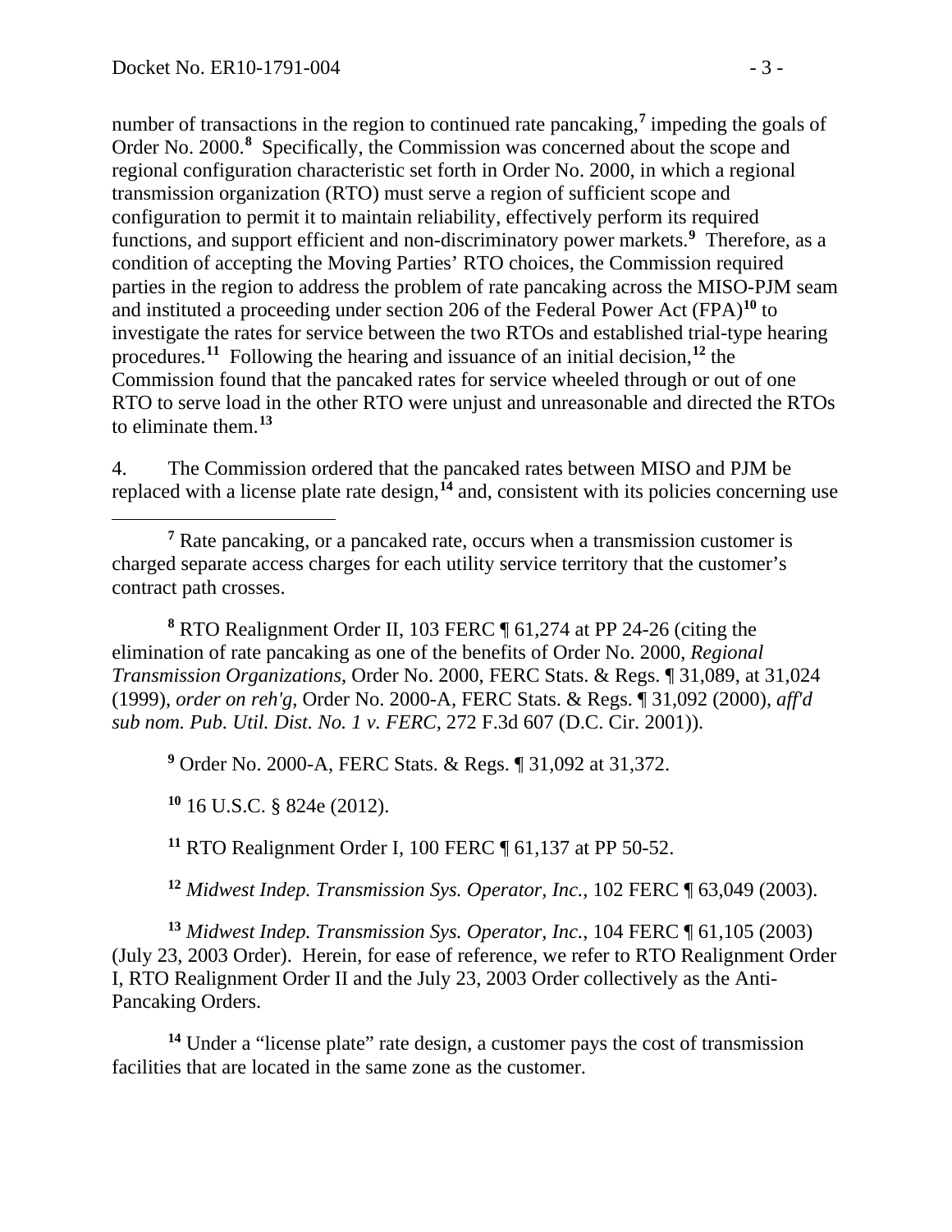number of transactions in the region to continued rate pancaking,[7] impeding the goals of Order No. 2000.[8] Specifically, the Commission was concerned about the scope and regional configuration characteristic set forth in Order No. 2000, in which a regional transmission organization (RTO) must serve a region of sufficient scope and configuration to permit it to maintain reliability, effectively perform its required functions, and support efficient and non-discriminatory power markets.[9] Therefore, as a condition of accepting the Moving Parties' RTO choices, the Commission required parties in the region to address the problem of rate pancaking across the MISO-PJM seam and instituted a proceeding under section 206 of the Federal Power Act (FPA)[10] to investigate the rates for service between the two RTOs and established trial-type hearing procedures.[11] Following the hearing and issuance of an initial decision,[12] the Commission found that the pancaked rates for service wheeled through or out of one RTO to serve load in the other RTO were unjust and unreasonable and directed the RTOs to eliminate them.[13]

4. The Commission ordered that the pancaked rates between MISO and PJM be replaced with a license plate rate design,[14] and, consistent with its policies concerning use

---

[7] Rate pancaking, or a pancaked rate, occurs when a transmission customer is charged separate access charges for each utility service territory that the customer's contract path crosses.

[8] RTO Realignment Order II, 103 FERC ¶ 61,274 at PP 24-26 (citing the elimination of rate pancaking as one of the benefits of Order No. 2000, *Regional Transmission Organizations*, Order No. 2000, FERC Stats. & Regs. ¶ 31,089, at 31,024 (1999), *order on reh'g*, Order No. 2000-A, FERC Stats. & Regs. ¶ 31,092 (2000), *aff'd sub nom. Pub. Util. Dist. No. 1 v. FERC*, 272 F.3d 607 (D.C. Cir. 2001)).

[9] Order No. 2000-A, FERC Stats. & Regs. ¶ 31,092 at 31,372.

[10] 16 U.S.C. § 824e (2012).

[11] RTO Realignment Order I, 100 FERC ¶ 61,137 at PP 50-52.

[12] *Midwest Indep. Transmission Sys. Operator, Inc.*, 102 FERC ¶ 63,049 (2003).

[13] *Midwest Indep. Transmission Sys. Operator, Inc.*, 104 FERC ¶ 61,105 (2003) (July 23, 2003 Order). Herein, for ease of reference, we refer to RTO Realignment Order I, RTO Realignment Order II and the July 23, 2003 Order collectively as the Anti-Pancaking Orders.

[14] Under a "license plate" rate design, a customer pays the cost of transmission facilities that are located in the same zone as the customer.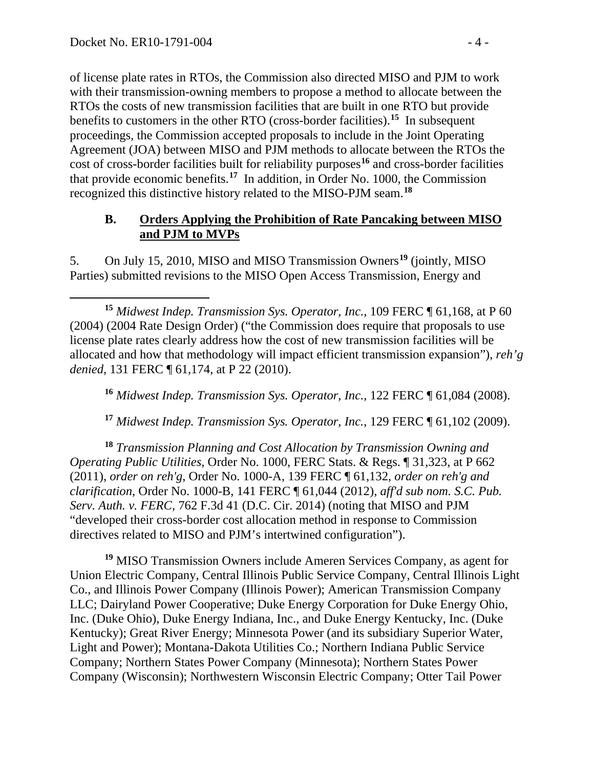of license plate rates in RTOs, the Commission also directed MISO and PJM to work with their transmission-owning members to propose a method to allocate between the RTOs the costs of new transmission facilities that are built in one RTO but provide benefits to customers in the other RTO (cross-border facilities).[15] In subsequent proceedings, the Commission accepted proposals to include in the Joint Operating Agreement (JOA) between MISO and PJM methods to allocate between the RTOs the cost of cross-border facilities built for reliability purposes[16] and cross-border facilities that provide economic benefits.[17] In addition, in Order No. 1000, the Commission recognized this distinctive history related to the MISO-PJM seam.[18]

### B. Orders Applying the Prohibition of Rate Pancaking between MISO and PJM to MVPs

5. On July 15, 2010, MISO and MISO Transmission Owners[19] (jointly, MISO Parties) submitted revisions to the MISO Open Access Transmission, Energy and

---

[15] *Midwest Indep. Transmission Sys. Operator, Inc.*, 109 FERC ¶ 61,168, at P 60 (2004) (2004 Rate Design Order) ("the Commission does require that proposals to use license plate rates clearly address how the cost of new transmission facilities will be allocated and how that methodology will impact efficient transmission expansion"), *reh'g denied*, 131 FERC ¶ 61,174, at P 22 (2010).

[16] *Midwest Indep. Transmission Sys. Operator, Inc.*, 122 FERC ¶ 61,084 (2008).

[17] *Midwest Indep. Transmission Sys. Operator, Inc.*, 129 FERC ¶ 61,102 (2009).

[18] *Transmission Planning and Cost Allocation by Transmission Owning and Operating Public Utilities*, Order No. 1000, FERC Stats. & Regs. ¶ 31,323, at P 662 (2011), *order on reh'g*, Order No. 1000-A, 139 FERC ¶ 61,132, *order on reh'g and clarification*, Order No. 1000-B, 141 FERC ¶ 61,044 (2012), *aff'd sub nom. S.C. Pub. Serv. Auth. v. FERC*, 762 F.3d 41 (D.C. Cir. 2014) (noting that MISO and PJM "developed their cross-border cost allocation method in response to Commission directives related to MISO and PJM's intertwined configuration").

[19] MISO Transmission Owners include Ameren Services Company, as agent for Union Electric Company, Central Illinois Public Service Company, Central Illinois Light Co., and Illinois Power Company (Illinois Power); American Transmission Company LLC; Dairyland Power Cooperative; Duke Energy Corporation for Duke Energy Ohio, Inc. (Duke Ohio), Duke Energy Indiana, Inc., and Duke Energy Kentucky, Inc. (Duke Kentucky); Great River Energy; Minnesota Power (and its subsidiary Superior Water, Light and Power); Montana-Dakota Utilities Co.; Northern Indiana Public Service Company; Northern States Power Company (Minnesota); Northern States Power Company (Wisconsin); Northwestern Wisconsin Electric Company; Otter Tail Power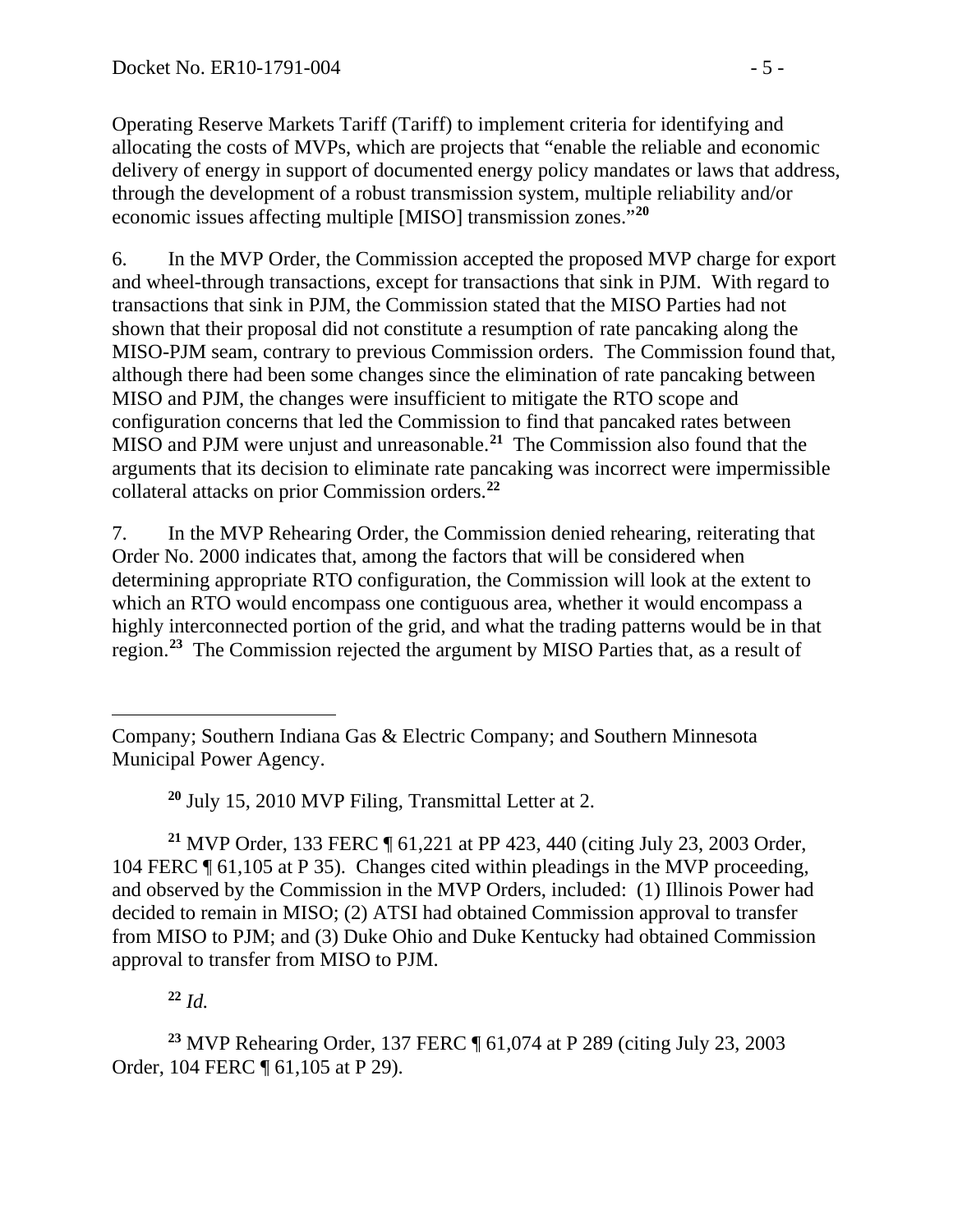Operating Reserve Markets Tariff (Tariff) to implement criteria for identifying and allocating the costs of MVPs, which are projects that "enable the reliable and economic delivery of energy in support of documented energy policy mandates or laws that address, through the development of a robust transmission system, multiple reliability and/or economic issues affecting multiple [MISO] transmission zones."[20]

6. In the MVP Order, the Commission accepted the proposed MVP charge for export and wheel-through transactions, except for transactions that sink in PJM. With regard to transactions that sink in PJM, the Commission stated that the MISO Parties had not shown that their proposal did not constitute a resumption of rate pancaking along the MISO-PJM seam, contrary to previous Commission orders. The Commission found that, although there had been some changes since the elimination of rate pancaking between MISO and PJM, the changes were insufficient to mitigate the RTO scope and configuration concerns that led the Commission to find that pancaked rates between MISO and PJM were unjust and unreasonable.[21] The Commission also found that the arguments that its decision to eliminate rate pancaking was incorrect were impermissible collateral attacks on prior Commission orders.[22]

7. In the MVP Rehearing Order, the Commission denied rehearing, reiterating that Order No. 2000 indicates that, among the factors that will be considered when determining appropriate RTO configuration, the Commission will look at the extent to which an RTO would encompass one contiguous area, whether it would encompass a highly interconnected portion of the grid, and what the trading patterns would be in that region.[23] The Commission rejected the argument by MISO Parties that, as a result of

---

Company; Southern Indiana Gas & Electric Company; and Southern Minnesota Municipal Power Agency.

[20] July 15, 2010 MVP Filing, Transmittal Letter at 2.

[21] MVP Order, 133 FERC ¶ 61,221 at PP 423, 440 (citing July 23, 2003 Order, 104 FERC ¶ 61,105 at P 35). Changes cited within pleadings in the MVP proceeding, and observed by the Commission in the MVP Orders, included: (1) Illinois Power had decided to remain in MISO; (2) ATSI had obtained Commission approval to transfer from MISO to PJM; and (3) Duke Ohio and Duke Kentucky had obtained Commission approval to transfer from MISO to PJM.

[22] *Id.*

[23] MVP Rehearing Order, 137 FERC ¶ 61,074 at P 289 (citing July 23, 2003 Order, 104 FERC ¶ 61,105 at P 29).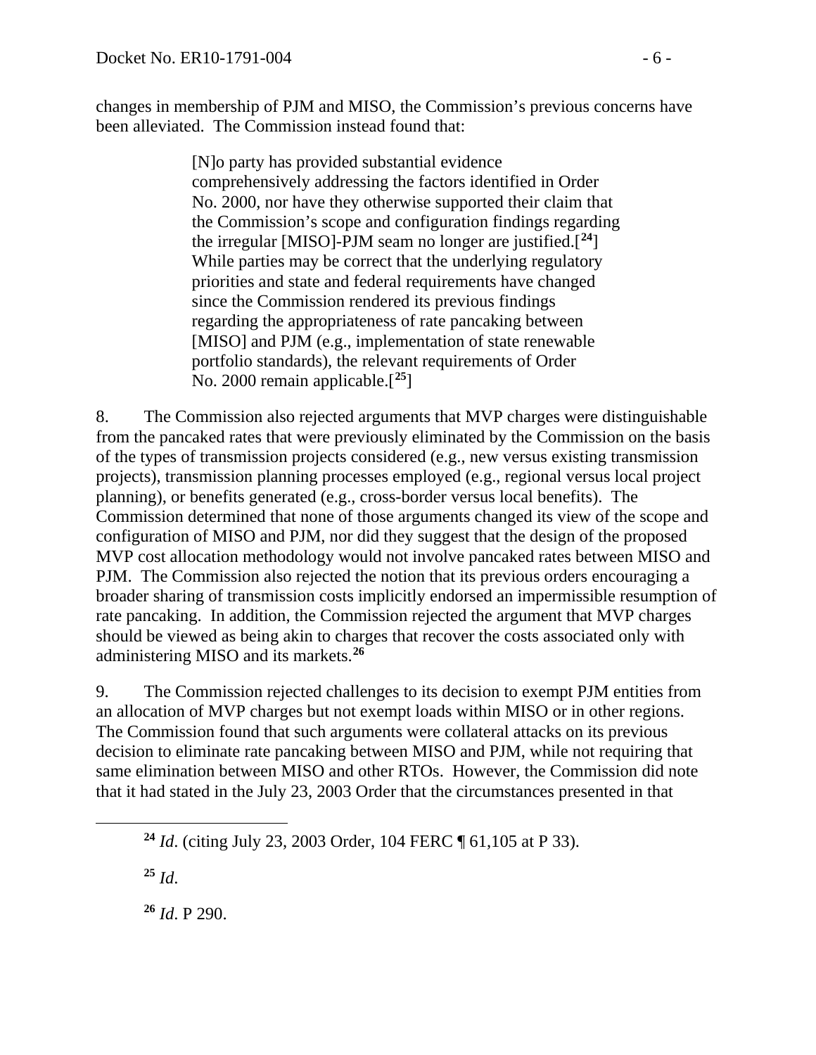changes in membership of PJM and MISO, the Commission's previous concerns have been alleviated. The Commission instead found that:

> [N]o party has provided substantial evidence comprehensively addressing the factors identified in Order No. 2000, nor have they otherwise supported their claim that the Commission's scope and configuration findings regarding the irregular [MISO]-PJM seam no longer are justified.[[24]] While parties may be correct that the underlying regulatory priorities and state and federal requirements have changed since the Commission rendered its previous findings regarding the appropriateness of rate pancaking between [MISO] and PJM (e.g., implementation of state renewable portfolio standards), the relevant requirements of Order No. 2000 remain applicable.[[25]]

8. The Commission also rejected arguments that MVP charges were distinguishable from the pancaked rates that were previously eliminated by the Commission on the basis of the types of transmission projects considered (e.g., new versus existing transmission projects), transmission planning processes employed (e.g., regional versus local project planning), or benefits generated (e.g., cross-border versus local benefits). The Commission determined that none of those arguments changed its view of the scope and configuration of MISO and PJM, nor did they suggest that the design of the proposed MVP cost allocation methodology would not involve pancaked rates between MISO and PJM. The Commission also rejected the notion that its previous orders encouraging a broader sharing of transmission costs implicitly endorsed an impermissible resumption of rate pancaking. In addition, the Commission rejected the argument that MVP charges should be viewed as being akin to charges that recover the costs associated only with administering MISO and its markets.[26]

9. The Commission rejected challenges to its decision to exempt PJM entities from an allocation of MVP charges but not exempt loads within MISO or in other regions. The Commission found that such arguments were collateral attacks on its previous decision to eliminate rate pancaking between MISO and PJM, while not requiring that same elimination between MISO and other RTOs. However, the Commission did note that it had stated in the July 23, 2003 Order that the circumstances presented in that

---

[24] *Id*. (citing July 23, 2003 Order, 104 FERC ¶ 61,105 at P 33).

[25] *Id*.

[26] *Id*. P 290.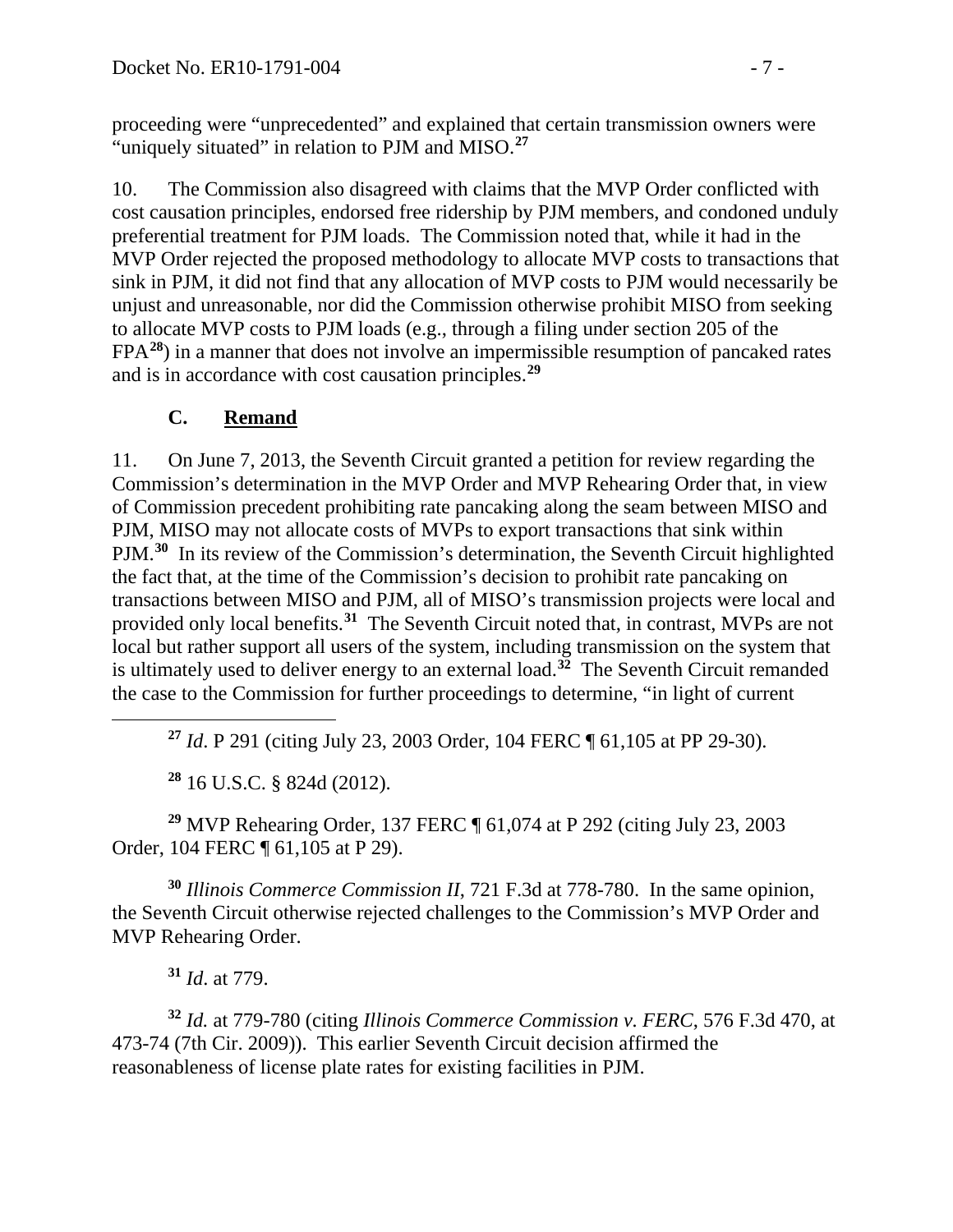proceeding were "unprecedented" and explained that certain transmission owners were "uniquely situated" in relation to PJM and MISO.[27]

10. The Commission also disagreed with claims that the MVP Order conflicted with cost causation principles, endorsed free ridership by PJM members, and condoned unduly preferential treatment for PJM loads. The Commission noted that, while it had in the MVP Order rejected the proposed methodology to allocate MVP costs to transactions that sink in PJM, it did not find that any allocation of MVP costs to PJM would necessarily be unjust and unreasonable, nor did the Commission otherwise prohibit MISO from seeking to allocate MVP costs to PJM loads (e.g., through a filing under section 205 of the FPA[28]) in a manner that does not involve an impermissible resumption of pancaked rates and is in accordance with cost causation principles.[29]

### C. <u>Remand</u>

11. On June 7, 2013, the Seventh Circuit granted a petition for review regarding the Commission's determination in the MVP Order and MVP Rehearing Order that, in view of Commission precedent prohibiting rate pancaking along the seam between MISO and PJM, MISO may not allocate costs of MVPs to export transactions that sink within PJM.[30] In its review of the Commission's determination, the Seventh Circuit highlighted the fact that, at the time of the Commission's decision to prohibit rate pancaking on transactions between MISO and PJM, all of MISO's transmission projects were local and provided only local benefits.[31] The Seventh Circuit noted that, in contrast, MVPs are not local but rather support all users of the system, including transmission on the system that is ultimately used to deliver energy to an external load.[32] The Seventh Circuit remanded the case to the Commission for further proceedings to determine, "in light of current

---

[27] *Id*. P 291 (citing July 23, 2003 Order, 104 FERC ¶ 61,105 at PP 29-30).

[28] 16 U.S.C. § 824d (2012).

[29] MVP Rehearing Order, 137 FERC ¶ 61,074 at P 292 (citing July 23, 2003 Order, 104 FERC ¶ 61,105 at P 29).

[30] *Illinois Commerce Commission II*, 721 F.3d at 778-780. In the same opinion, the Seventh Circuit otherwise rejected challenges to the Commission's MVP Order and MVP Rehearing Order.

[31] *Id*. at 779.

[32] *Id.* at 779-780 (citing *Illinois Commerce Commission v. FERC*, 576 F.3d 470, at 473-74 (7th Cir. 2009)). This earlier Seventh Circuit decision affirmed the reasonableness of license plate rates for existing facilities in PJM.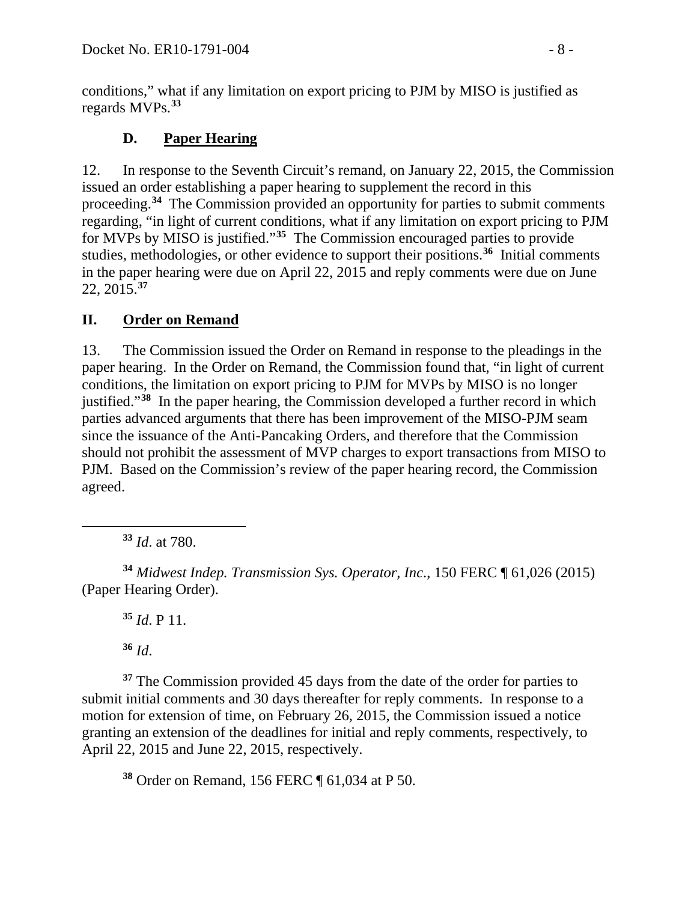conditions," what if any limitation on export pricing to PJM by MISO is justified as regards MVPs.[33]

### D. Paper Hearing

12. In response to the Seventh Circuit's remand, on January 22, 2015, the Commission issued an order establishing a paper hearing to supplement the record in this proceeding.[34] The Commission provided an opportunity for parties to submit comments regarding, "in light of current conditions, what if any limitation on export pricing to PJM for MVPs by MISO is justified."[35] The Commission encouraged parties to provide studies, methodologies, or other evidence to support their positions.[36] Initial comments in the paper hearing were due on April 22, 2015 and reply comments were due on June 22, 2015.[37]

## II. Order on Remand

13. The Commission issued the Order on Remand in response to the pleadings in the paper hearing. In the Order on Remand, the Commission found that, "in light of current conditions, the limitation on export pricing to PJM for MVPs by MISO is no longer justified."[38] In the paper hearing, the Commission developed a further record in which parties advanced arguments that there has been improvement of the MISO-PJM seam since the issuance of the Anti-Pancaking Orders, and therefore that the Commission should not prohibit the assessment of MVP charges to export transactions from MISO to PJM. Based on the Commission's review of the paper hearing record, the Commission agreed.

---

[33] *Id*. at 780.

[34] *Midwest Indep. Transmission Sys. Operator, Inc*., 150 FERC ¶ 61,026 (2015) (Paper Hearing Order).

[35] *Id*. P 11.

[36] *Id*.

[37] The Commission provided 45 days from the date of the order for parties to submit initial comments and 30 days thereafter for reply comments. In response to a motion for extension of time, on February 26, 2015, the Commission issued a notice granting an extension of the deadlines for initial and reply comments, respectively, to April 22, 2015 and June 22, 2015, respectively.

[38] Order on Remand, 156 FERC ¶ 61,034 at P 50.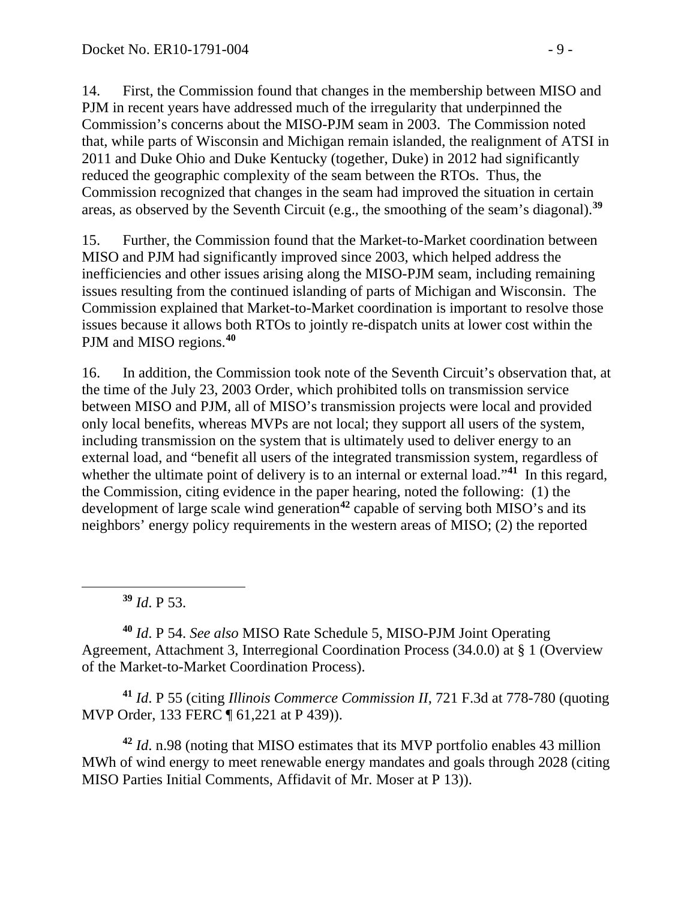14. First, the Commission found that changes in the membership between MISO and PJM in recent years have addressed much of the irregularity that underpinned the Commission's concerns about the MISO-PJM seam in 2003. The Commission noted that, while parts of Wisconsin and Michigan remain islanded, the realignment of ATSI in 2011 and Duke Ohio and Duke Kentucky (together, Duke) in 2012 had significantly reduced the geographic complexity of the seam between the RTOs. Thus, the Commission recognized that changes in the seam had improved the situation in certain areas, as observed by the Seventh Circuit (e.g., the smoothing of the seam's diagonal).[39]

15. Further, the Commission found that the Market-to-Market coordination between MISO and PJM had significantly improved since 2003, which helped address the inefficiencies and other issues arising along the MISO-PJM seam, including remaining issues resulting from the continued islanding of parts of Michigan and Wisconsin. The Commission explained that Market-to-Market coordination is important to resolve those issues because it allows both RTOs to jointly re-dispatch units at lower cost within the PJM and MISO regions.[40]

16. In addition, the Commission took note of the Seventh Circuit's observation that, at the time of the July 23, 2003 Order, which prohibited tolls on transmission service between MISO and PJM, all of MISO's transmission projects were local and provided only local benefits, whereas MVPs are not local; they support all users of the system, including transmission on the system that is ultimately used to deliver energy to an external load, and "benefit all users of the integrated transmission system, regardless of whether the ultimate point of delivery is to an internal or external load."[41] In this regard, the Commission, citing evidence in the paper hearing, noted the following: (1) the development of large scale wind generation[42] capable of serving both MISO's and its neighbors' energy policy requirements in the western areas of MISO; (2) the reported

---

[39] *Id*. P 53.

[40] *Id*. P 54. *See also* MISO Rate Schedule 5, MISO-PJM Joint Operating Agreement, Attachment 3, Interregional Coordination Process (34.0.0) at § 1 (Overview of the Market-to-Market Coordination Process).

[41] *Id*. P 55 (citing *Illinois Commerce Commission II*, 721 F.3d at 778-780 (quoting MVP Order, 133 FERC ¶ 61,221 at P 439)).

[42] *Id*. n.98 (noting that MISO estimates that its MVP portfolio enables 43 million MWh of wind energy to meet renewable energy mandates and goals through 2028 (citing MISO Parties Initial Comments, Affidavit of Mr. Moser at P 13)).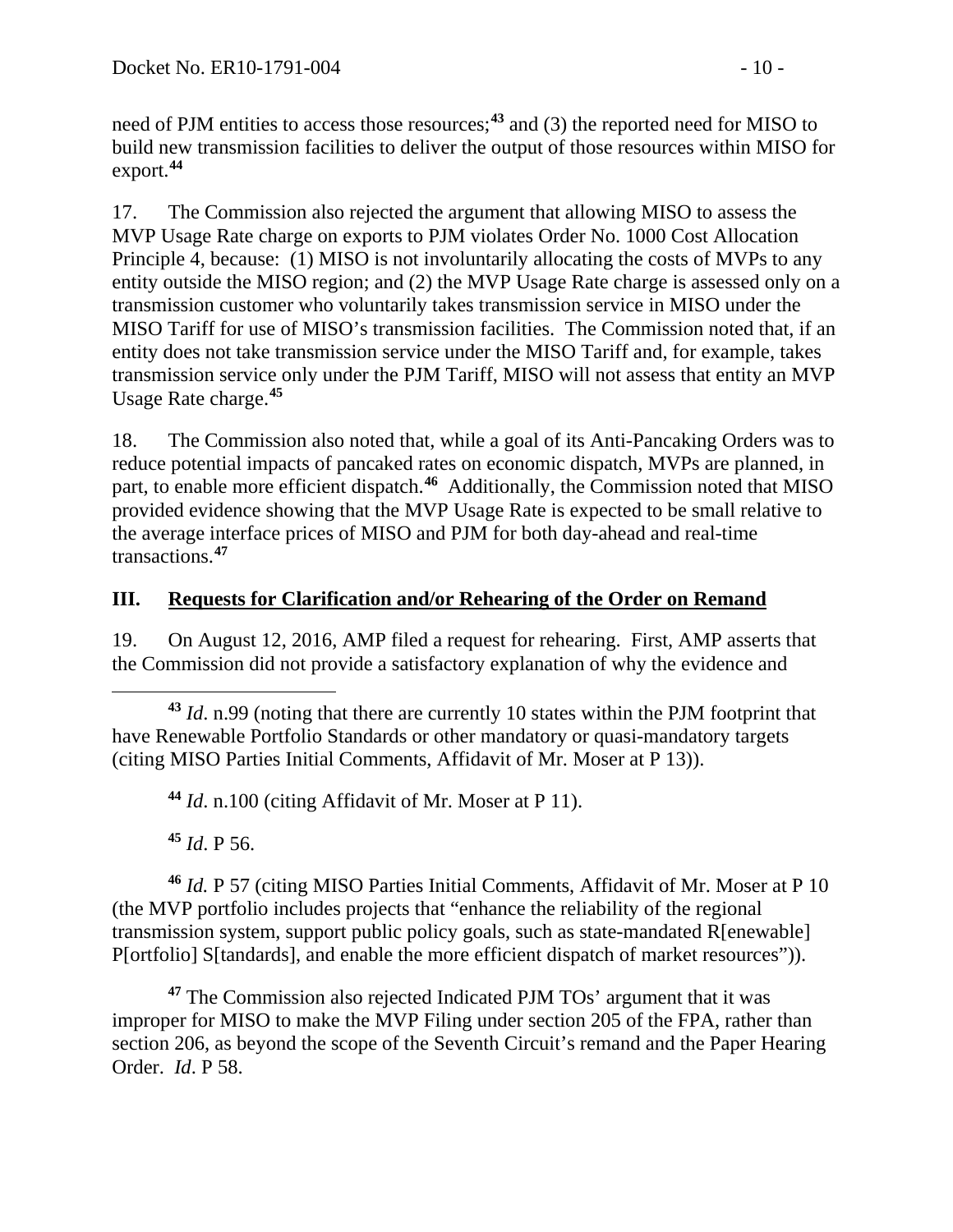need of PJM entities to access those resources;[43] and (3) the reported need for MISO to build new transmission facilities to deliver the output of those resources within MISO for export.[44]

17. The Commission also rejected the argument that allowing MISO to assess the MVP Usage Rate charge on exports to PJM violates Order No. 1000 Cost Allocation Principle 4, because: (1) MISO is not involuntarily allocating the costs of MVPs to any entity outside the MISO region; and (2) the MVP Usage Rate charge is assessed only on a transmission customer who voluntarily takes transmission service in MISO under the MISO Tariff for use of MISO's transmission facilities. The Commission noted that, if an entity does not take transmission service under the MISO Tariff and, for example, takes transmission service only under the PJM Tariff, MISO will not assess that entity an MVP Usage Rate charge.[45]

18. The Commission also noted that, while a goal of its Anti-Pancaking Orders was to reduce potential impacts of pancaked rates on economic dispatch, MVPs are planned, in part, to enable more efficient dispatch.[46] Additionally, the Commission noted that MISO provided evidence showing that the MVP Usage Rate is expected to be small relative to the average interface prices of MISO and PJM for both day-ahead and real-time transactions.[47]

## III. Requests for Clarification and/or Rehearing of the Order on Remand

19. On August 12, 2016, AMP filed a request for rehearing. First, AMP asserts that the Commission did not provide a satisfactory explanation of why the evidence and

---

[43] *Id*. n.99 (noting that there are currently 10 states within the PJM footprint that have Renewable Portfolio Standards or other mandatory or quasi-mandatory targets (citing MISO Parties Initial Comments, Affidavit of Mr. Moser at P 13)).

[44] *Id*. n.100 (citing Affidavit of Mr. Moser at P 11).

[45] *Id*. P 56.

[46] *Id.* P 57 (citing MISO Parties Initial Comments, Affidavit of Mr. Moser at P 10 (the MVP portfolio includes projects that "enhance the reliability of the regional transmission system, support public policy goals, such as state-mandated R[enewable] P[ortfolio] S[tandards], and enable the more efficient dispatch of market resources")).

[47] The Commission also rejected Indicated PJM TOs' argument that it was improper for MISO to make the MVP Filing under section 205 of the FPA, rather than section 206, as beyond the scope of the Seventh Circuit's remand and the Paper Hearing Order. *Id*. P 58.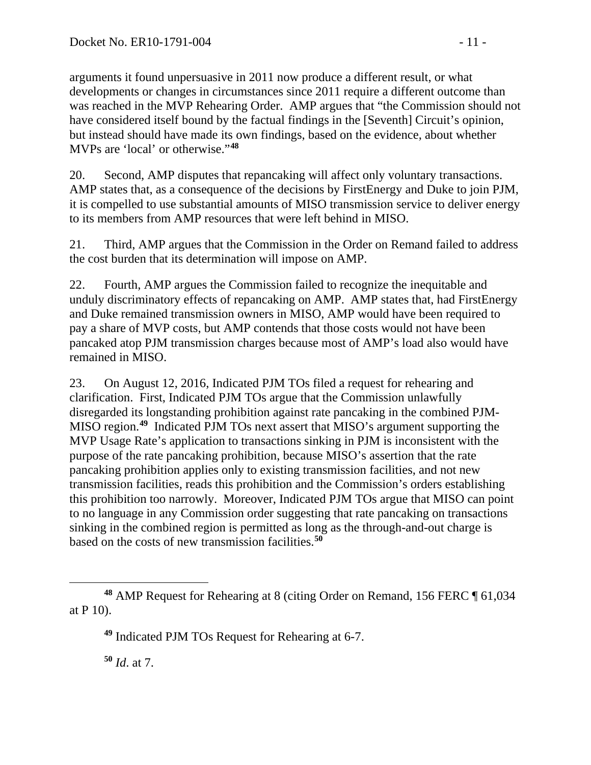arguments it found unpersuasive in 2011 now produce a different result, or what developments or changes in circumstances since 2011 require a different outcome than was reached in the MVP Rehearing Order. AMP argues that "the Commission should not have considered itself bound by the factual findings in the [Seventh] Circuit's opinion, but instead should have made its own findings, based on the evidence, about whether MVPs are 'local' or otherwise."[48]

20. Second, AMP disputes that repancaking will affect only voluntary transactions. AMP states that, as a consequence of the decisions by FirstEnergy and Duke to join PJM, it is compelled to use substantial amounts of MISO transmission service to deliver energy to its members from AMP resources that were left behind in MISO.

21. Third, AMP argues that the Commission in the Order on Remand failed to address the cost burden that its determination will impose on AMP.

22. Fourth, AMP argues the Commission failed to recognize the inequitable and unduly discriminatory effects of repancaking on AMP. AMP states that, had FirstEnergy and Duke remained transmission owners in MISO, AMP would have been required to pay a share of MVP costs, but AMP contends that those costs would not have been pancaked atop PJM transmission charges because most of AMP's load also would have remained in MISO.

23. On August 12, 2016, Indicated PJM TOs filed a request for rehearing and clarification. First, Indicated PJM TOs argue that the Commission unlawfully disregarded its longstanding prohibition against rate pancaking in the combined PJM-MISO region.[49] Indicated PJM TOs next assert that MISO's argument supporting the MVP Usage Rate's application to transactions sinking in PJM is inconsistent with the purpose of the rate pancaking prohibition, because MISO's assertion that the rate pancaking prohibition applies only to existing transmission facilities, and not new transmission facilities, reads this prohibition and the Commission's orders establishing this prohibition too narrowly. Moreover, Indicated PJM TOs argue that MISO can point to no language in any Commission order suggesting that rate pancaking on transactions sinking in the combined region is permitted as long as the through-and-out charge is based on the costs of new transmission facilities.[50]

---

[48] AMP Request for Rehearing at 8 (citing Order on Remand, 156 FERC ¶ 61,034 at P 10).

[49] Indicated PJM TOs Request for Rehearing at 6-7.

[50] *Id*. at 7.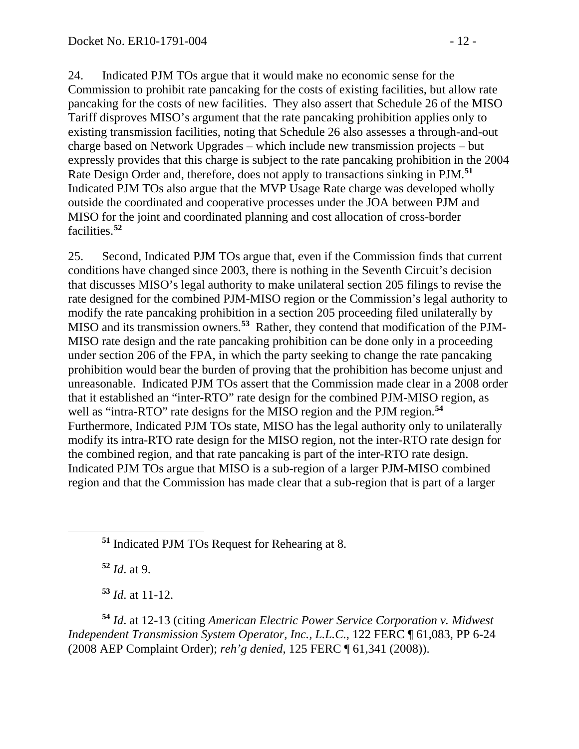24. Indicated PJM TOs argue that it would make no economic sense for the Commission to prohibit rate pancaking for the costs of existing facilities, but allow rate pancaking for the costs of new facilities. They also assert that Schedule 26 of the MISO Tariff disproves MISO's argument that the rate pancaking prohibition applies only to existing transmission facilities, noting that Schedule 26 also assesses a through-and-out charge based on Network Upgrades – which include new transmission projects – but expressly provides that this charge is subject to the rate pancaking prohibition in the 2004 Rate Design Order and, therefore, does not apply to transactions sinking in PJM.[51] Indicated PJM TOs also argue that the MVP Usage Rate charge was developed wholly outside the coordinated and cooperative processes under the JOA between PJM and MISO for the joint and coordinated planning and cost allocation of cross-border facilities.[52]

25. Second, Indicated PJM TOs argue that, even if the Commission finds that current conditions have changed since 2003, there is nothing in the Seventh Circuit's decision that discusses MISO's legal authority to make unilateral section 205 filings to revise the rate designed for the combined PJM-MISO region or the Commission's legal authority to modify the rate pancaking prohibition in a section 205 proceeding filed unilaterally by MISO and its transmission owners.[53] Rather, they contend that modification of the PJM-MISO rate design and the rate pancaking prohibition can be done only in a proceeding under section 206 of the FPA, in which the party seeking to change the rate pancaking prohibition would bear the burden of proving that the prohibition has become unjust and unreasonable. Indicated PJM TOs assert that the Commission made clear in a 2008 order that it established an "inter-RTO" rate design for the combined PJM-MISO region, as well as "intra-RTO" rate designs for the MISO region and the PJM region.[54] Furthermore, Indicated PJM TOs state, MISO has the legal authority only to unilaterally modify its intra-RTO rate design for the MISO region, not the inter-RTO rate design for the combined region, and that rate pancaking is part of the inter-RTO rate design. Indicated PJM TOs argue that MISO is a sub-region of a larger PJM-MISO combined region and that the Commission has made clear that a sub-region that is part of a larger

---

[51] Indicated PJM TOs Request for Rehearing at 8.

[52] *Id*. at 9.

[53] *Id*. at 11-12.

[54] *Id*. at 12-13 (citing *American Electric Power Service Corporation v. Midwest Independent Transmission System Operator, Inc., L.L.C.*, 122 FERC ¶ 61,083, PP 6-24 (2008 AEP Complaint Order); *reh'g denied*, 125 FERC ¶ 61,341 (2008)).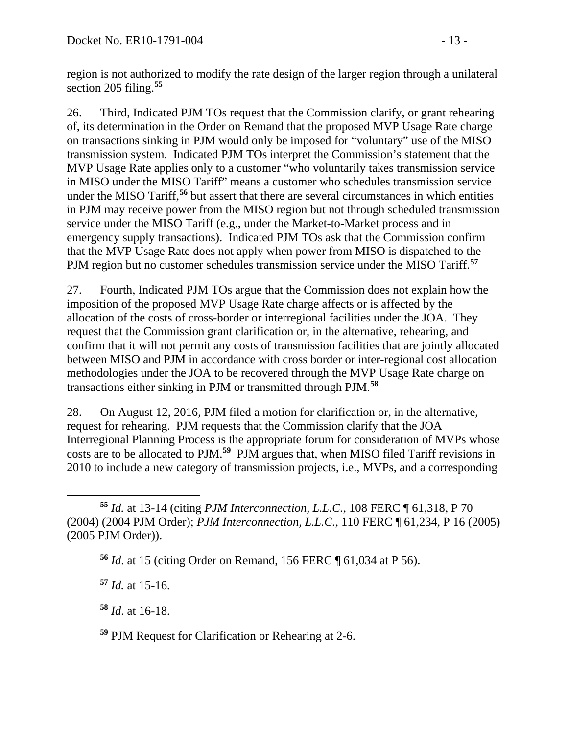region is not authorized to modify the rate design of the larger region through a unilateral section 205 filing.[55]

26. Third, Indicated PJM TOs request that the Commission clarify, or grant rehearing of, its determination in the Order on Remand that the proposed MVP Usage Rate charge on transactions sinking in PJM would only be imposed for "voluntary" use of the MISO transmission system. Indicated PJM TOs interpret the Commission's statement that the MVP Usage Rate applies only to a customer "who voluntarily takes transmission service in MISO under the MISO Tariff" means a customer who schedules transmission service under the MISO Tariff,[56] but assert that there are several circumstances in which entities in PJM may receive power from the MISO region but not through scheduled transmission service under the MISO Tariff (e.g., under the Market-to-Market process and in emergency supply transactions). Indicated PJM TOs ask that the Commission confirm that the MVP Usage Rate does not apply when power from MISO is dispatched to the PJM region but no customer schedules transmission service under the MISO Tariff.[57]

27. Fourth, Indicated PJM TOs argue that the Commission does not explain how the imposition of the proposed MVP Usage Rate charge affects or is affected by the allocation of the costs of cross-border or interregional facilities under the JOA. They request that the Commission grant clarification or, in the alternative, rehearing, and confirm that it will not permit any costs of transmission facilities that are jointly allocated between MISO and PJM in accordance with cross border or inter-regional cost allocation methodologies under the JOA to be recovered through the MVP Usage Rate charge on transactions either sinking in PJM or transmitted through PJM.[58]

28. On August 12, 2016, PJM filed a motion for clarification or, in the alternative, request for rehearing. PJM requests that the Commission clarify that the JOA Interregional Planning Process is the appropriate forum for consideration of MVPs whose costs are to be allocated to PJM.[59] PJM argues that, when MISO filed Tariff revisions in 2010 to include a new category of transmission projects, i.e., MVPs, and a corresponding

[55] *Id.* at 13-14 (citing *PJM Interconnection, L.L.C.*, 108 FERC ¶ 61,318, P 70 (2004) (2004 PJM Order); *PJM Interconnection, L.L.C.*, 110 FERC ¶ 61,234, P 16 (2005) (2005 PJM Order)).

[56] *Id*. at 15 (citing Order on Remand, 156 FERC ¶ 61,034 at P 56).

[57] *Id.* at 15-16.

[58] *Id*. at 16-18.

[59] PJM Request for Clarification or Rehearing at 2-6.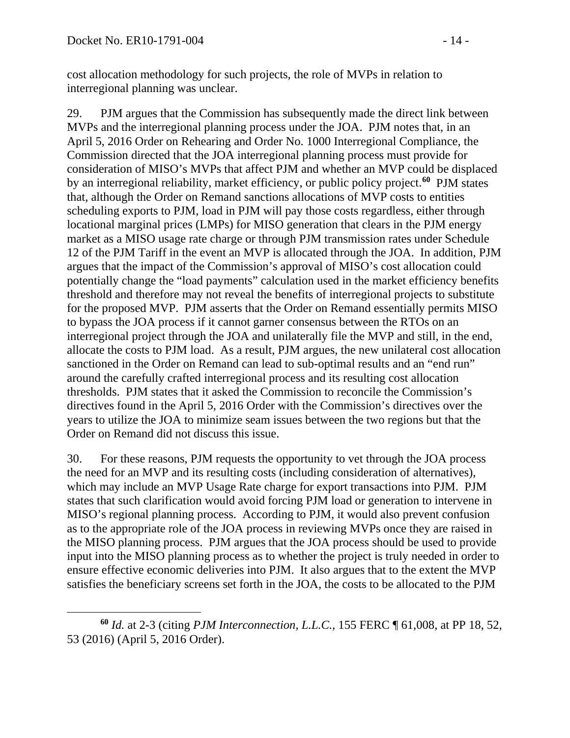cost allocation methodology for such projects, the role of MVPs in relation to interregional planning was unclear.

29. PJM argues that the Commission has subsequently made the direct link between MVPs and the interregional planning process under the JOA. PJM notes that, in an April 5, 2016 Order on Rehearing and Order No. 1000 Interregional Compliance, the Commission directed that the JOA interregional planning process must provide for consideration of MISO's MVPs that affect PJM and whether an MVP could be displaced by an interregional reliability, market efficiency, or public policy project.[60] PJM states that, although the Order on Remand sanctions allocations of MVP costs to entities scheduling exports to PJM, load in PJM will pay those costs regardless, either through locational marginal prices (LMPs) for MISO generation that clears in the PJM energy market as a MISO usage rate charge or through PJM transmission rates under Schedule 12 of the PJM Tariff in the event an MVP is allocated through the JOA. In addition, PJM argues that the impact of the Commission's approval of MISO's cost allocation could potentially change the "load payments" calculation used in the market efficiency benefits threshold and therefore may not reveal the benefits of interregional projects to substitute for the proposed MVP. PJM asserts that the Order on Remand essentially permits MISO to bypass the JOA process if it cannot garner consensus between the RTOs on an interregional project through the JOA and unilaterally file the MVP and still, in the end, allocate the costs to PJM load. As a result, PJM argues, the new unilateral cost allocation sanctioned in the Order on Remand can lead to sub-optimal results and an "end run" around the carefully crafted interregional process and its resulting cost allocation thresholds. PJM states that it asked the Commission to reconcile the Commission's directives found in the April 5, 2016 Order with the Commission's directives over the years to utilize the JOA to minimize seam issues between the two regions but that the Order on Remand did not discuss this issue.

30. For these reasons, PJM requests the opportunity to vet through the JOA process the need for an MVP and its resulting costs (including consideration of alternatives), which may include an MVP Usage Rate charge for export transactions into PJM. PJM states that such clarification would avoid forcing PJM load or generation to intervene in MISO's regional planning process. According to PJM, it would also prevent confusion as to the appropriate role of the JOA process in reviewing MVPs once they are raised in the MISO planning process. PJM argues that the JOA process should be used to provide input into the MISO planning process as to whether the project is truly needed in order to ensure effective economic deliveries into PJM. It also argues that to the extent the MVP satisfies the beneficiary screens set forth in the JOA, the costs to be allocated to the PJM

[60] *Id.* at 2-3 (citing *PJM Interconnection, L.L.C.*, 155 FERC ¶ 61,008, at PP 18, 52, 53 (2016) (April 5, 2016 Order).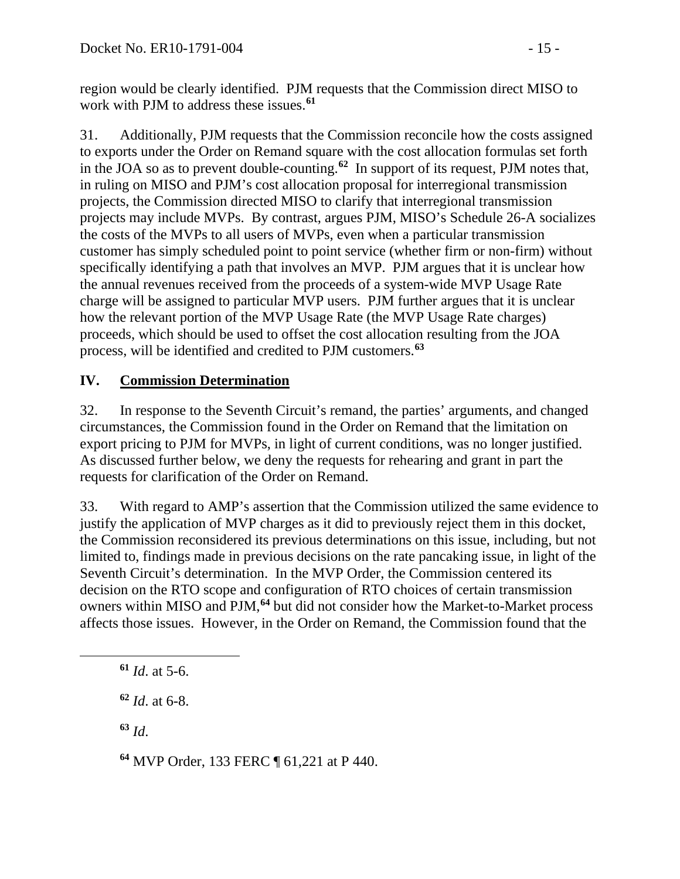region would be clearly identified. PJM requests that the Commission direct MISO to work with PJM to address these issues.[61]

31. Additionally, PJM requests that the Commission reconcile how the costs assigned to exports under the Order on Remand square with the cost allocation formulas set forth in the JOA so as to prevent double-counting.[62] In support of its request, PJM notes that, in ruling on MISO and PJM's cost allocation proposal for interregional transmission projects, the Commission directed MISO to clarify that interregional transmission projects may include MVPs. By contrast, argues PJM, MISO's Schedule 26-A socializes the costs of the MVPs to all users of MVPs, even when a particular transmission customer has simply scheduled point to point service (whether firm or non-firm) without specifically identifying a path that involves an MVP. PJM argues that it is unclear how the annual revenues received from the proceeds of a system-wide MVP Usage Rate charge will be assigned to particular MVP users. PJM further argues that it is unclear how the relevant portion of the MVP Usage Rate (the MVP Usage Rate charges) proceeds, which should be used to offset the cost allocation resulting from the JOA process, will be identified and credited to PJM customers.[63]

## IV. Commission Determination

32. In response to the Seventh Circuit's remand, the parties' arguments, and changed circumstances, the Commission found in the Order on Remand that the limitation on export pricing to PJM for MVPs, in light of current conditions, was no longer justified. As discussed further below, we deny the requests for rehearing and grant in part the requests for clarification of the Order on Remand.

33. With regard to AMP's assertion that the Commission utilized the same evidence to justify the application of MVP charges as it did to previously reject them in this docket, the Commission reconsidered its previous determinations on this issue, including, but not limited to, findings made in previous decisions on the rate pancaking issue, in light of the Seventh Circuit's determination. In the MVP Order, the Commission centered its decision on the RTO scope and configuration of RTO choices of certain transmission owners within MISO and PJM,[64] but did not consider how the Market-to-Market process affects those issues. However, in the Order on Remand, the Commission found that the

[61] *Id*. at 5-6.

[62] *Id*. at 6-8.

[63] *Id*.

[64] MVP Order, 133 FERC ¶ 61,221 at P 440.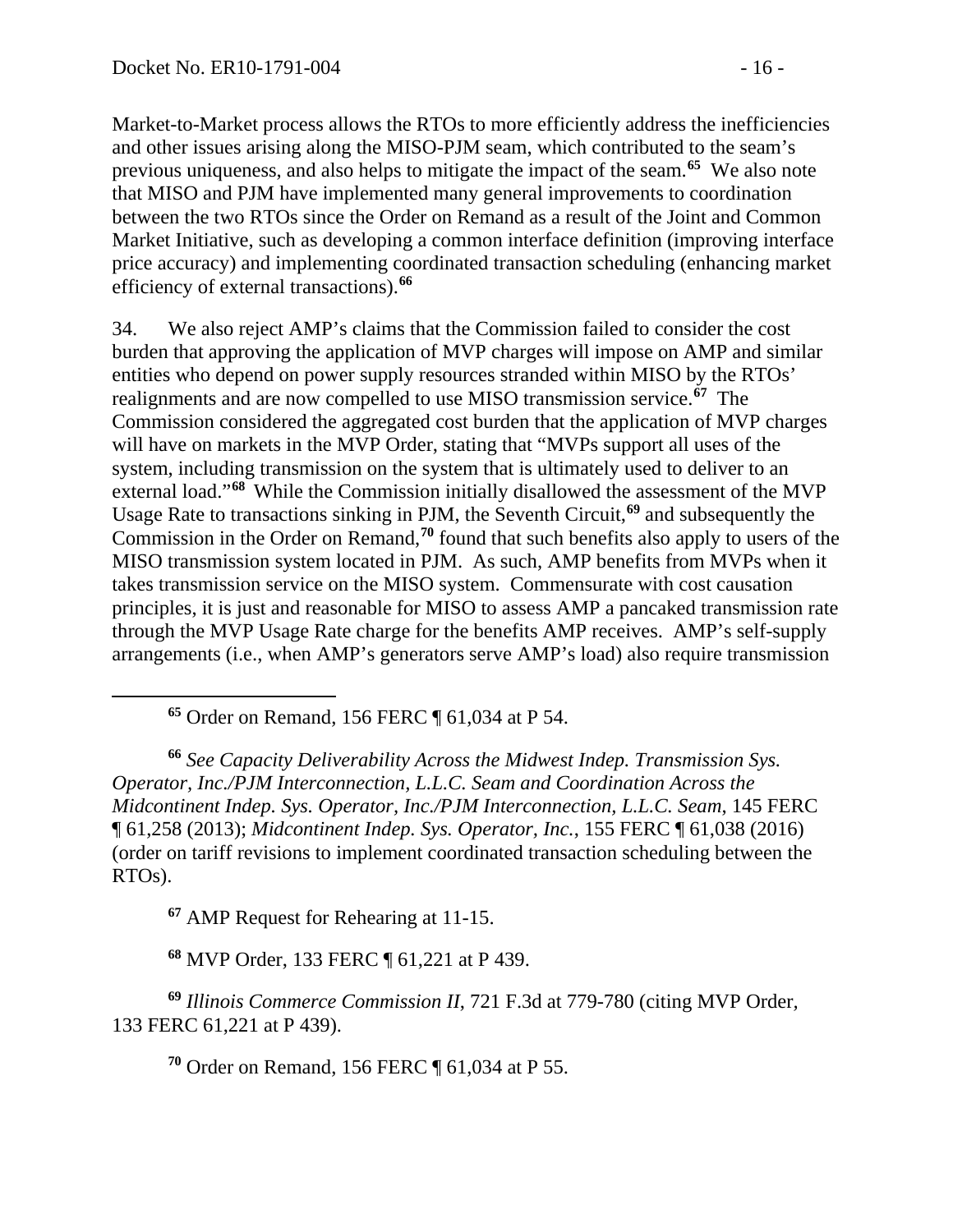Market-to-Market process allows the RTOs to more efficiently address the inefficiencies and other issues arising along the MISO-PJM seam, which contributed to the seam's previous uniqueness, and also helps to mitigate the impact of the seam.[65] We also note that MISO and PJM have implemented many general improvements to coordination between the two RTOs since the Order on Remand as a result of the Joint and Common Market Initiative, such as developing a common interface definition (improving interface price accuracy) and implementing coordinated transaction scheduling (enhancing market efficiency of external transactions).[66]

34. We also reject AMP's claims that the Commission failed to consider the cost burden that approving the application of MVP charges will impose on AMP and similar entities who depend on power supply resources stranded within MISO by the RTOs' realignments and are now compelled to use MISO transmission service.[67] The Commission considered the aggregated cost burden that the application of MVP charges will have on markets in the MVP Order, stating that "MVPs support all uses of the system, including transmission on the system that is ultimately used to deliver to an external load."[68] While the Commission initially disallowed the assessment of the MVP Usage Rate to transactions sinking in PJM, the Seventh Circuit,[69] and subsequently the Commission in the Order on Remand,[70] found that such benefits also apply to users of the MISO transmission system located in PJM. As such, AMP benefits from MVPs when it takes transmission service on the MISO system. Commensurate with cost causation principles, it is just and reasonable for MISO to assess AMP a pancaked transmission rate through the MVP Usage Rate charge for the benefits AMP receives. AMP's self-supply arrangements (i.e., when AMP's generators serve AMP's load) also require transmission

---

[65] Order on Remand, 156 FERC ¶ 61,034 at P 54.

[66] *See Capacity Deliverability Across the Midwest Indep. Transmission Sys. Operator, Inc./PJM Interconnection, L.L.C. Seam and Coordination Across the Midcontinent Indep. Sys. Operator, Inc./PJM Interconnection, L.L.C. Seam*, 145 FERC ¶ 61,258 (2013); *Midcontinent Indep. Sys. Operator, Inc.*, 155 FERC ¶ 61,038 (2016) (order on tariff revisions to implement coordinated transaction scheduling between the RTOs).

[67] AMP Request for Rehearing at 11-15.

[68] MVP Order, 133 FERC ¶ 61,221 at P 439.

[69] *Illinois Commerce Commission II*, 721 F.3d at 779-780 (citing MVP Order, 133 FERC 61,221 at P 439).

[70] Order on Remand, 156 FERC ¶ 61,034 at P 55.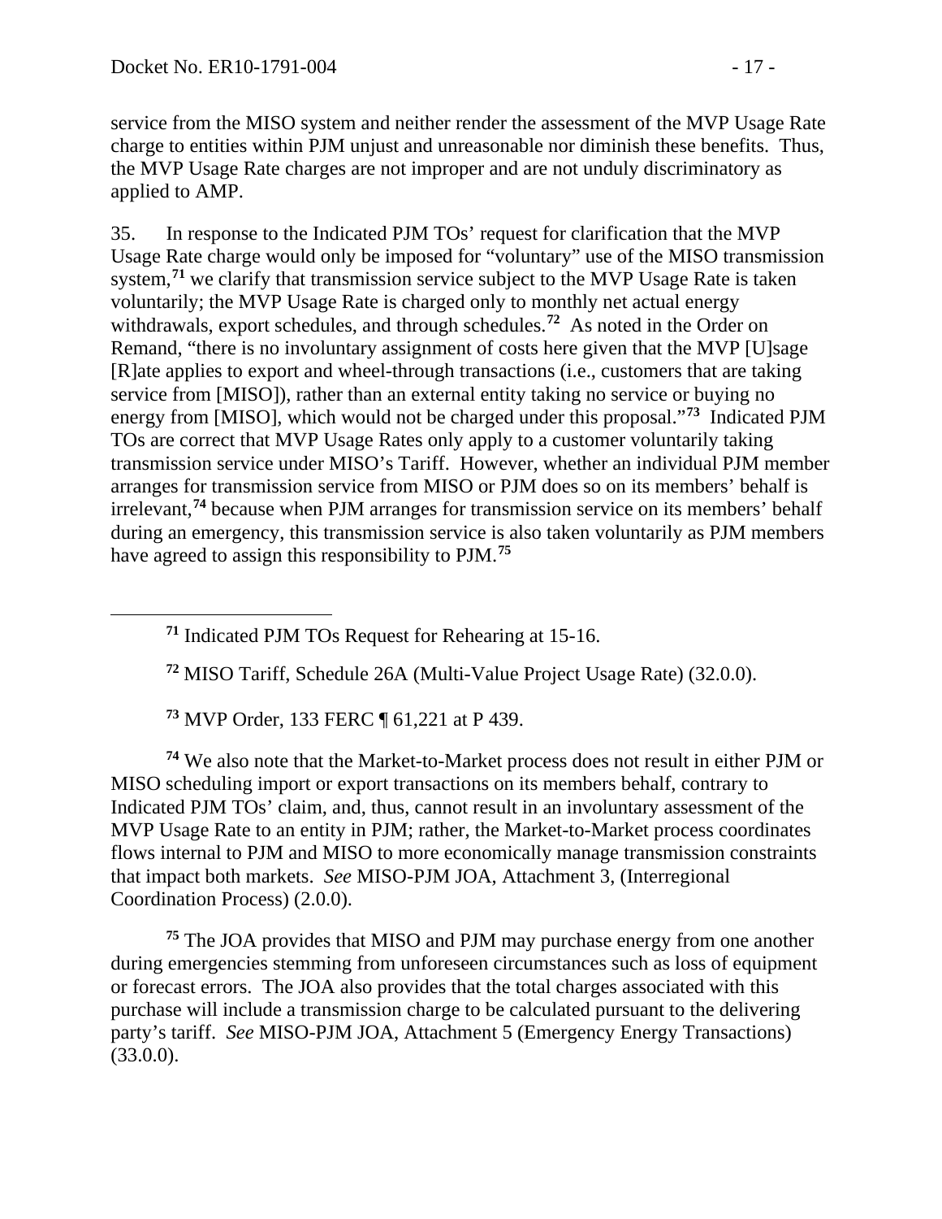service from the MISO system and neither render the assessment of the MVP Usage Rate charge to entities within PJM unjust and unreasonable nor diminish these benefits. Thus, the MVP Usage Rate charges are not improper and are not unduly discriminatory as applied to AMP.

35. In response to the Indicated PJM TOs' request for clarification that the MVP Usage Rate charge would only be imposed for "voluntary" use of the MISO transmission system,[71] we clarify that transmission service subject to the MVP Usage Rate is taken voluntarily; the MVP Usage Rate is charged only to monthly net actual energy withdrawals, export schedules, and through schedules.[72] As noted in the Order on Remand, "there is no involuntary assignment of costs here given that the MVP [U]sage [R]ate applies to export and wheel-through transactions (i.e., customers that are taking service from [MISO]), rather than an external entity taking no service or buying no energy from [MISO], which would not be charged under this proposal."[73] Indicated PJM TOs are correct that MVP Usage Rates only apply to a customer voluntarily taking transmission service under MISO's Tariff. However, whether an individual PJM member arranges for transmission service from MISO or PJM does so on its members' behalf is irrelevant,[74] because when PJM arranges for transmission service on its members' behalf during an emergency, this transmission service is also taken voluntarily as PJM members have agreed to assign this responsibility to PJM.[75]

---

[71] Indicated PJM TOs Request for Rehearing at 15-16.

[72] MISO Tariff, Schedule 26A (Multi-Value Project Usage Rate) (32.0.0).

[73] MVP Order, 133 FERC ¶ 61,221 at P 439.

[74] We also note that the Market-to-Market process does not result in either PJM or MISO scheduling import or export transactions on its members behalf, contrary to Indicated PJM TOs' claim, and, thus, cannot result in an involuntary assessment of the MVP Usage Rate to an entity in PJM; rather, the Market-to-Market process coordinates flows internal to PJM and MISO to more economically manage transmission constraints that impact both markets. *See* MISO-PJM JOA, Attachment 3, (Interregional Coordination Process) (2.0.0).

[75] The JOA provides that MISO and PJM may purchase energy from one another during emergencies stemming from unforeseen circumstances such as loss of equipment or forecast errors. The JOA also provides that the total charges associated with this purchase will include a transmission charge to be calculated pursuant to the delivering party's tariff. *See* MISO-PJM JOA, Attachment 5 (Emergency Energy Transactions) (33.0.0).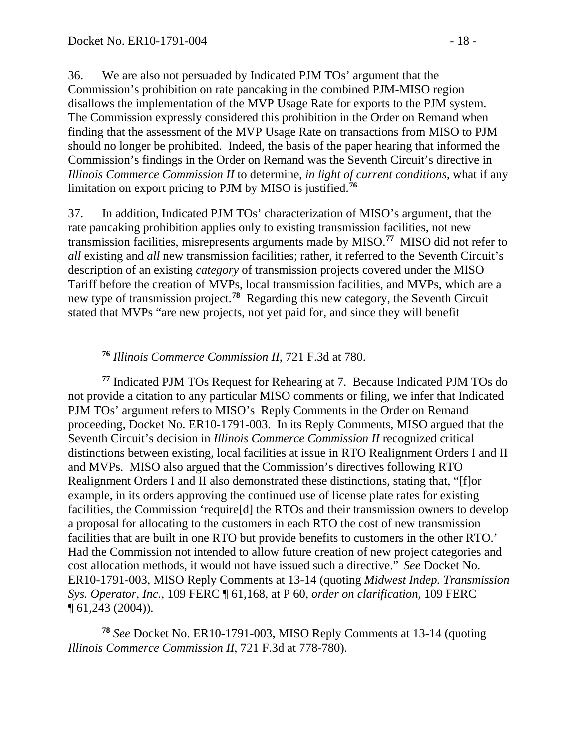36. We are also not persuaded by Indicated PJM TOs' argument that the Commission's prohibition on rate pancaking in the combined PJM-MISO region disallows the implementation of the MVP Usage Rate for exports to the PJM system. The Commission expressly considered this prohibition in the Order on Remand when finding that the assessment of the MVP Usage Rate on transactions from MISO to PJM should no longer be prohibited. Indeed, the basis of the paper hearing that informed the Commission's findings in the Order on Remand was the Seventh Circuit's directive in *Illinois Commerce Commission II* to determine, *in light of current conditions*, what if any limitation on export pricing to PJM by MISO is justified.[76]

37. In addition, Indicated PJM TOs' characterization of MISO's argument, that the rate pancaking prohibition applies only to existing transmission facilities, not new transmission facilities, misrepresents arguments made by MISO.[77] MISO did not refer to *all* existing and *all* new transmission facilities; rather, it referred to the Seventh Circuit's description of an existing *category* of transmission projects covered under the MISO Tariff before the creation of MVPs, local transmission facilities, and MVPs, which are a new type of transmission project.[78] Regarding this new category, the Seventh Circuit stated that MVPs "are new projects, not yet paid for, and since they will benefit

---

[76] *Illinois Commerce Commission II*, 721 F.3d at 780.

[77] Indicated PJM TOs Request for Rehearing at 7. Because Indicated PJM TOs do not provide a citation to any particular MISO comments or filing, we infer that Indicated PJM TOs' argument refers to MISO's Reply Comments in the Order on Remand proceeding, Docket No. ER10-1791-003. In its Reply Comments, MISO argued that the Seventh Circuit's decision in *Illinois Commerce Commission II* recognized critical distinctions between existing, local facilities at issue in RTO Realignment Orders I and II and MVPs. MISO also argued that the Commission's directives following RTO Realignment Orders I and II also demonstrated these distinctions, stating that, "[f]or example, in its orders approving the continued use of license plate rates for existing facilities, the Commission 'require[d] the RTOs and their transmission owners to develop a proposal for allocating to the customers in each RTO the cost of new transmission facilities that are built in one RTO but provide benefits to customers in the other RTO.' Had the Commission not intended to allow future creation of new project categories and cost allocation methods, it would not have issued such a directive." *See* Docket No. ER10-1791-003, MISO Reply Comments at 13-14 (quoting *Midwest Indep. Transmission Sys. Operator, Inc.*, 109 FERC ¶ 61,168, at P 60, *order on clarification*, 109 FERC ¶ 61,243 (2004)).

[78] *See* Docket No. ER10-1791-003, MISO Reply Comments at 13-14 (quoting *Illinois Commerce Commission II*, 721 F.3d at 778-780).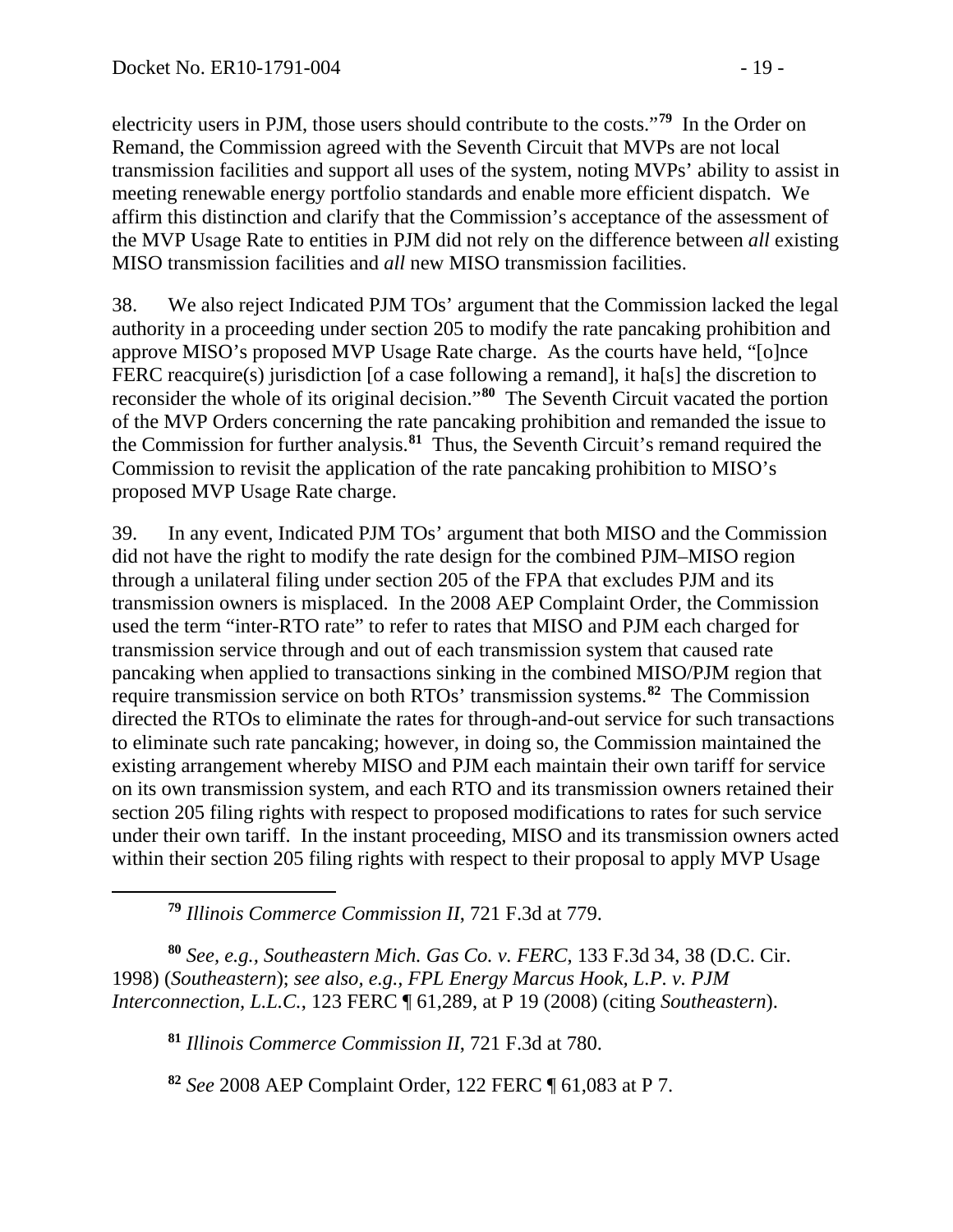electricity users in PJM, those users should contribute to the costs."[79] In the Order on Remand, the Commission agreed with the Seventh Circuit that MVPs are not local transmission facilities and support all uses of the system, noting MVPs' ability to assist in meeting renewable energy portfolio standards and enable more efficient dispatch. We affirm this distinction and clarify that the Commission's acceptance of the assessment of the MVP Usage Rate to entities in PJM did not rely on the difference between *all* existing MISO transmission facilities and *all* new MISO transmission facilities.

38. We also reject Indicated PJM TOs' argument that the Commission lacked the legal authority in a proceeding under section 205 to modify the rate pancaking prohibition and approve MISO's proposed MVP Usage Rate charge. As the courts have held, "[o]nce FERC reacquire(s) jurisdiction [of a case following a remand], it ha[s] the discretion to reconsider the whole of its original decision."[80] The Seventh Circuit vacated the portion of the MVP Orders concerning the rate pancaking prohibition and remanded the issue to the Commission for further analysis.[81] Thus, the Seventh Circuit's remand required the Commission to revisit the application of the rate pancaking prohibition to MISO's proposed MVP Usage Rate charge.

39. In any event, Indicated PJM TOs' argument that both MISO and the Commission did not have the right to modify the rate design for the combined PJM–MISO region through a unilateral filing under section 205 of the FPA that excludes PJM and its transmission owners is misplaced. In the 2008 AEP Complaint Order, the Commission used the term "inter-RTO rate" to refer to rates that MISO and PJM each charged for transmission service through and out of each transmission system that caused rate pancaking when applied to transactions sinking in the combined MISO/PJM region that require transmission service on both RTOs' transmission systems.[82] The Commission directed the RTOs to eliminate the rates for through-and-out service for such transactions to eliminate such rate pancaking; however, in doing so, the Commission maintained the existing arrangement whereby MISO and PJM each maintain their own tariff for service on its own transmission system, and each RTO and its transmission owners retained their section 205 filing rights with respect to proposed modifications to rates for such service under their own tariff. In the instant proceeding, MISO and its transmission owners acted within their section 205 filing rights with respect to their proposal to apply MVP Usage

---

[79] *Illinois Commerce Commission II*, 721 F.3d at 779.

[80] *See, e.g., Southeastern Mich. Gas Co. v. FERC*, 133 F.3d 34, 38 (D.C. Cir. 1998) (*Southeastern*); *see also, e.g., FPL Energy Marcus Hook, L.P. v. PJM Interconnection, L.L.C.*, 123 FERC ¶ 61,289, at P 19 (2008) (citing *Southeastern*).

[81] *Illinois Commerce Commission II*, 721 F.3d at 780.

[82] *See* 2008 AEP Complaint Order, 122 FERC ¶ 61,083 at P 7.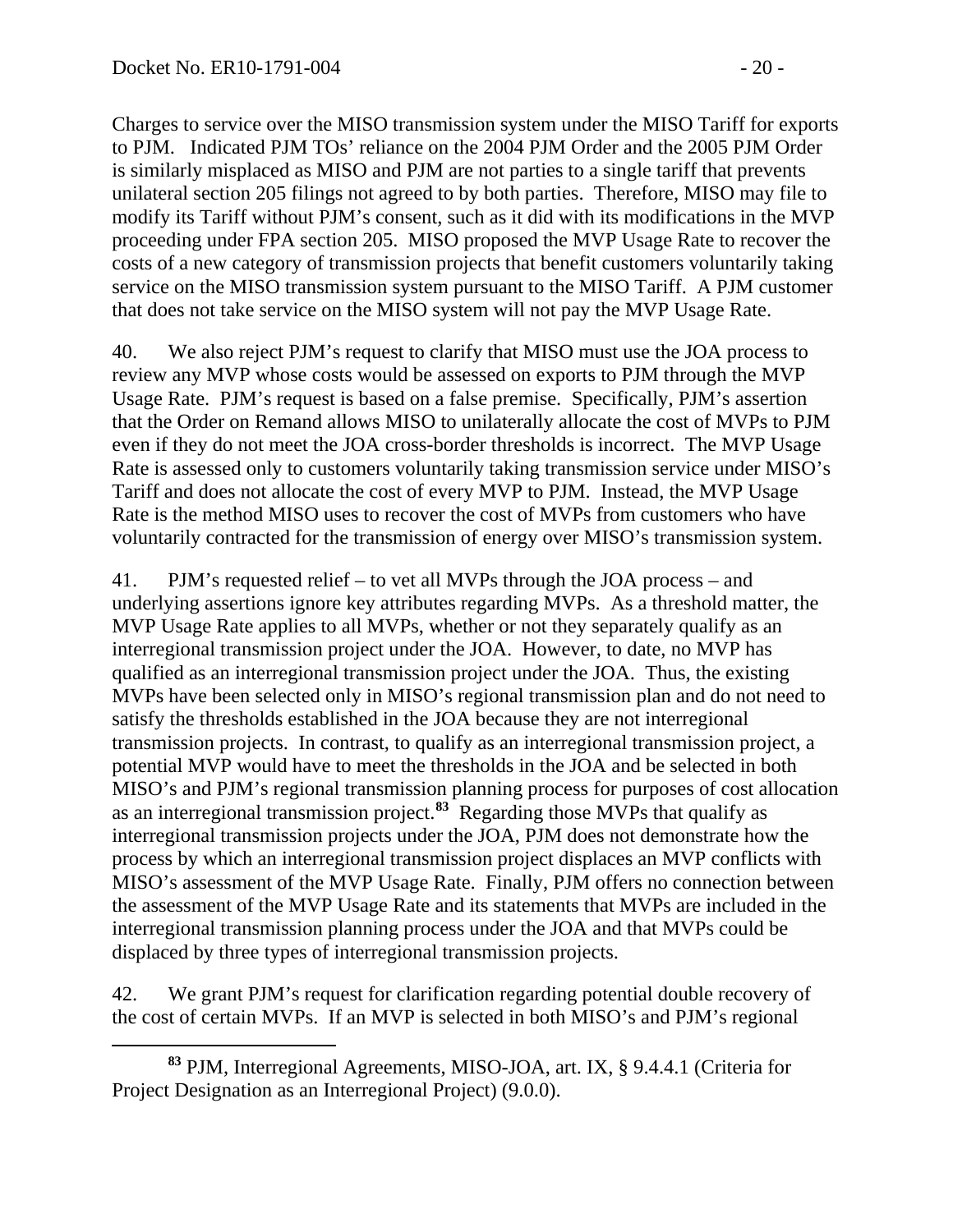Charges to service over the MISO transmission system under the MISO Tariff for exports to PJM. Indicated PJM TOs' reliance on the 2004 PJM Order and the 2005 PJM Order is similarly misplaced as MISO and PJM are not parties to a single tariff that prevents unilateral section 205 filings not agreed to by both parties. Therefore, MISO may file to modify its Tariff without PJM's consent, such as it did with its modifications in the MVP proceeding under FPA section 205. MISO proposed the MVP Usage Rate to recover the costs of a new category of transmission projects that benefit customers voluntarily taking service on the MISO transmission system pursuant to the MISO Tariff. A PJM customer that does not take service on the MISO system will not pay the MVP Usage Rate.

40. We also reject PJM's request to clarify that MISO must use the JOA process to review any MVP whose costs would be assessed on exports to PJM through the MVP Usage Rate. PJM's request is based on a false premise. Specifically, PJM's assertion that the Order on Remand allows MISO to unilaterally allocate the cost of MVPs to PJM even if they do not meet the JOA cross-border thresholds is incorrect. The MVP Usage Rate is assessed only to customers voluntarily taking transmission service under MISO's Tariff and does not allocate the cost of every MVP to PJM. Instead, the MVP Usage Rate is the method MISO uses to recover the cost of MVPs from customers who have voluntarily contracted for the transmission of energy over MISO's transmission system.

41. PJM's requested relief – to vet all MVPs through the JOA process – and underlying assertions ignore key attributes regarding MVPs. As a threshold matter, the MVP Usage Rate applies to all MVPs, whether or not they separately qualify as an interregional transmission project under the JOA. However, to date, no MVP has qualified as an interregional transmission project under the JOA. Thus, the existing MVPs have been selected only in MISO's regional transmission plan and do not need to satisfy the thresholds established in the JOA because they are not interregional transmission projects. In contrast, to qualify as an interregional transmission project, a potential MVP would have to meet the thresholds in the JOA and be selected in both MISO's and PJM's regional transmission planning process for purposes of cost allocation as an interregional transmission project.[83] Regarding those MVPs that qualify as interregional transmission projects under the JOA, PJM does not demonstrate how the process by which an interregional transmission project displaces an MVP conflicts with MISO's assessment of the MVP Usage Rate. Finally, PJM offers no connection between the assessment of the MVP Usage Rate and its statements that MVPs are included in the interregional transmission planning process under the JOA and that MVPs could be displaced by three types of interregional transmission projects.

42. We grant PJM's request for clarification regarding potential double recovery of the cost of certain MVPs. If an MVP is selected in both MISO's and PJM's regional

[83] PJM, Interregional Agreements, MISO-JOA, art. IX, § 9.4.4.1 (Criteria for Project Designation as an Interregional Project) (9.0.0).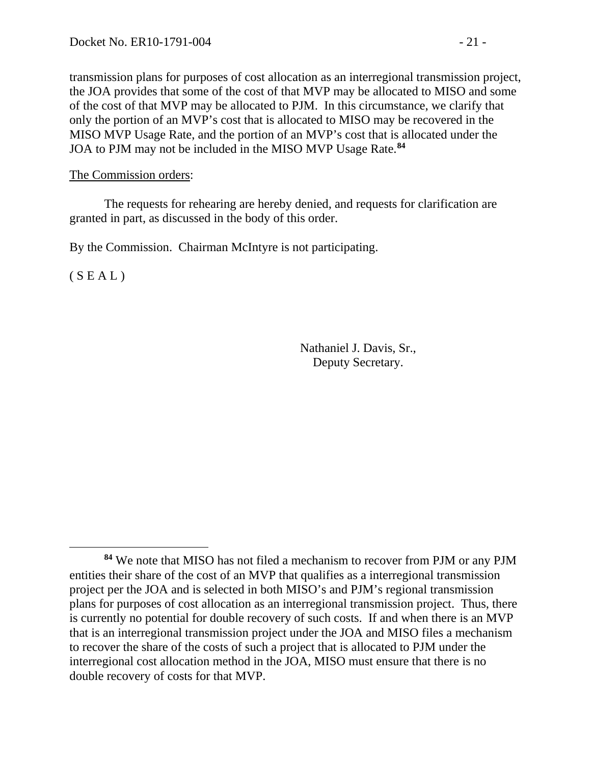transmission plans for purposes of cost allocation as an interregional transmission project, the JOA provides that some of the cost of that MVP may be allocated to MISO and some of the cost of that MVP may be allocated to PJM. In this circumstance, we clarify that only the portion of an MVP's cost that is allocated to MISO may be recovered in the MISO MVP Usage Rate, and the portion of an MVP's cost that is allocated under the JOA to PJM may not be included in the MISO MVP Usage Rate.[84]

The Commission orders:

The requests for rehearing are hereby denied, and requests for clarification are granted in part, as discussed in the body of this order.

By the Commission. Chairman McIntyre is not participating.

( S E A L )

Nathaniel J. Davis, Sr.,
Deputy Secretary.

---

[84] We note that MISO has not filed a mechanism to recover from PJM or any PJM entities their share of the cost of an MVP that qualifies as a interregional transmission project per the JOA and is selected in both MISO's and PJM's regional transmission plans for purposes of cost allocation as an interregional transmission project. Thus, there is currently no potential for double recovery of such costs. If and when there is an MVP that is an interregional transmission project under the JOA and MISO files a mechanism to recover the share of the costs of such a project that is allocated to PJM under the interregional cost allocation method in the JOA, MISO must ensure that there is no double recovery of costs for that MVP.